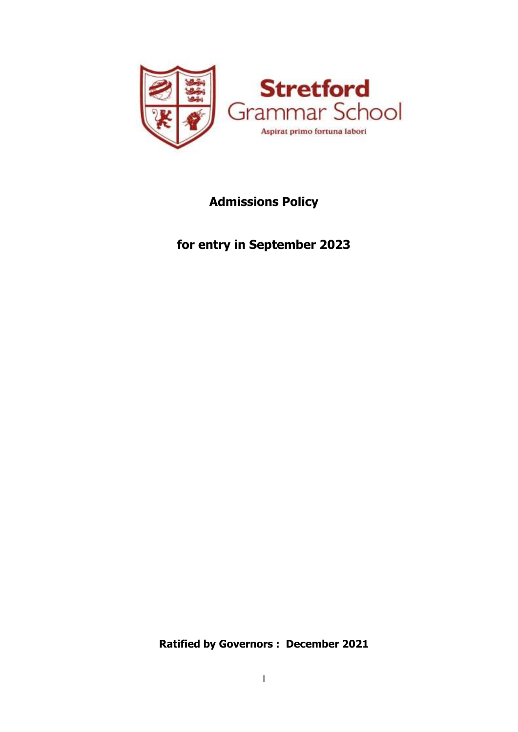**Stretford**
Grammar School

Aspirat primo fortuna labori

# Admissions Policy

## for entry in September 2023

**Ratified by Governors : December 2021**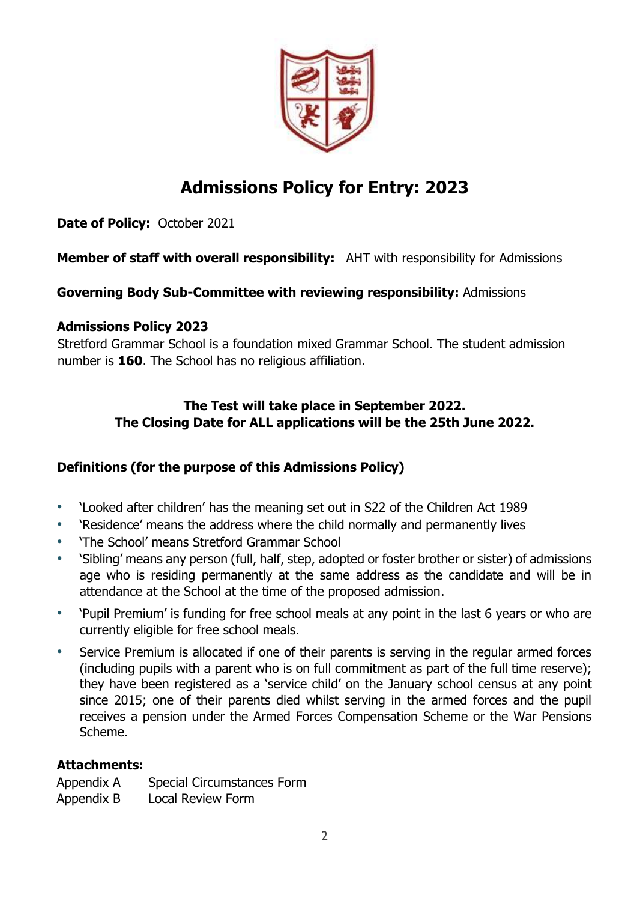# Admissions Policy for Entry: 2023

**Date of Policy:** October 2021

**Member of staff with overall responsibility:** AHT with responsibility for Admissions

**Governing Body Sub-Committee with reviewing responsibility:** Admissions

**Admissions Policy 2023**
Stretford Grammar School is a foundation mixed Grammar School. The student admission number is **160**. The School has no religious affiliation.

**The Test will take place in September 2022.**
**The Closing Date for ALL applications will be the 25th June 2022.**

## Definitions (for the purpose of this Admissions Policy)

- 'Looked after children' has the meaning set out in S22 of the Children Act 1989
- 'Residence' means the address where the child normally and permanently lives
- 'The School' means Stretford Grammar School
- 'Sibling' means any person (full, half, step, adopted or foster brother or sister) of admissions age who is residing permanently at the same address as the candidate and will be in attendance at the School at the time of the proposed admission.
- 'Pupil Premium' is funding for free school meals at any point in the last 6 years or who are currently eligible for free school meals.
- Service Premium is allocated if one of their parents is serving in the regular armed forces (including pupils with a parent who is on full commitment as part of the full time reserve); they have been registered as a 'service child' on the January school census at any point since 2015; one of their parents died whilst serving in the armed forces and the pupil receives a pension under the Armed Forces Compensation Scheme or the War Pensions Scheme.

**Attachments:**

Appendix A Special Circumstances Form
Appendix B Local Review Form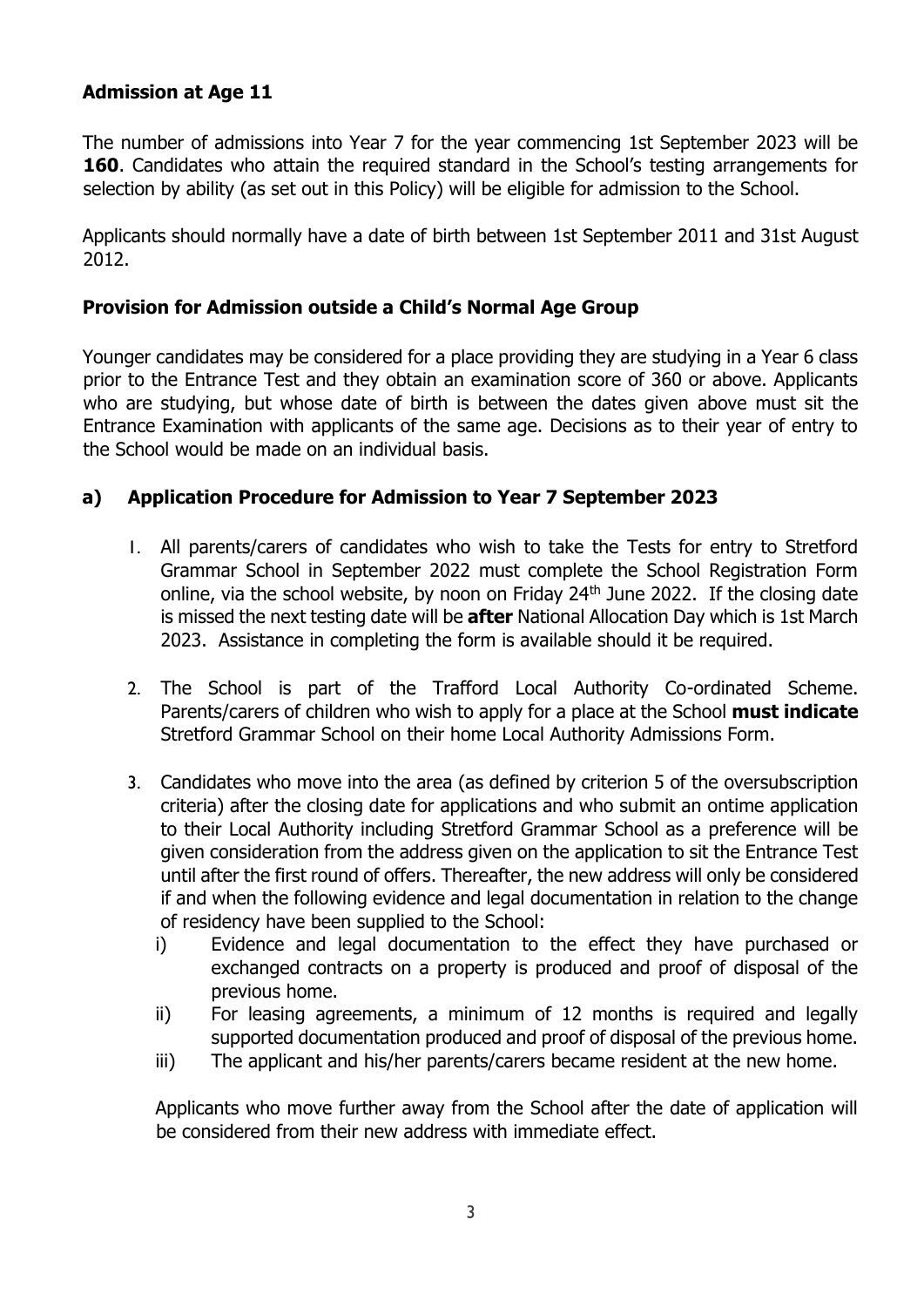## Admission at Age 11

The number of admissions into Year 7 for the year commencing 1st September 2023 will be **160**. Candidates who attain the required standard in the School's testing arrangements for selection by ability (as set out in this Policy) will be eligible for admission to the School.

Applicants should normally have a date of birth between 1st September 2011 and 31st August 2012.

## Provision for Admission outside a Child's Normal Age Group

Younger candidates may be considered for a place providing they are studying in a Year 6 class prior to the Entrance Test and they obtain an examination score of 360 or above. Applicants who are studying, but whose date of birth is between the dates given above must sit the Entrance Examination with applicants of the same age. Decisions as to their year of entry to the School would be made on an individual basis.

### a) Application Procedure for Admission to Year 7 September 2023

1. All parents/carers of candidates who wish to take the Tests for entry to Stretford Grammar School in September 2022 must complete the School Registration Form online, via the school website, by noon on Friday 24th June 2022. If the closing date is missed the next testing date will be **after** National Allocation Day which is 1st March 2023. Assistance in completing the form is available should it be required.

2. The School is part of the Trafford Local Authority Co-ordinated Scheme. Parents/carers of children who wish to apply for a place at the School **must indicate** Stretford Grammar School on their home Local Authority Admissions Form.

3. Candidates who move into the area (as defined by criterion 5 of the oversubscription criteria) after the closing date for applications and who submit an ontime application to their Local Authority including Stretford Grammar School as a preference will be given consideration from the address given on the application to sit the Entrance Test until after the first round of offers. Thereafter, the new address will only be considered if and when the following evidence and legal documentation in relation to the change of residency have been supplied to the School:
   i) Evidence and legal documentation to the effect they have purchased or exchanged contracts on a property is produced and proof of disposal of the previous home.
   ii) For leasing agreements, a minimum of 12 months is required and legally supported documentation produced and proof of disposal of the previous home.
   iii) The applicant and his/her parents/carers became resident at the new home.

   Applicants who move further away from the School after the date of application will be considered from their new address with immediate effect.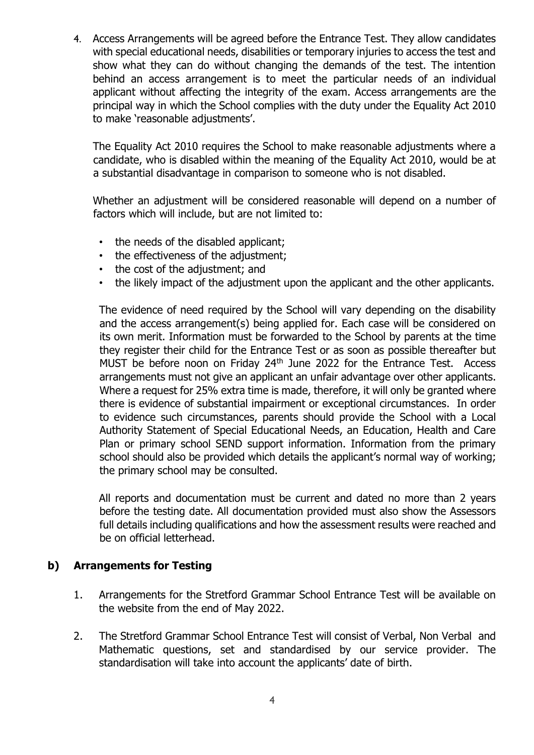4. Access Arrangements will be agreed before the Entrance Test. They allow candidates with special educational needs, disabilities or temporary injuries to access the test and show what they can do without changing the demands of the test. The intention behind an access arrangement is to meet the particular needs of an individual applicant without affecting the integrity of the exam. Access arrangements are the principal way in which the School complies with the duty under the Equality Act 2010 to make 'reasonable adjustments'.

   The Equality Act 2010 requires the School to make reasonable adjustments where a candidate, who is disabled within the meaning of the Equality Act 2010, would be at a substantial disadvantage in comparison to someone who is not disabled.

   Whether an adjustment will be considered reasonable will depend on a number of factors which will include, but are not limited to:

   - the needs of the disabled applicant;
   - the effectiveness of the adjustment;
   - the cost of the adjustment; and
   - the likely impact of the adjustment upon the applicant and the other applicants.

   The evidence of need required by the School will vary depending on the disability and the access arrangement(s) being applied for. Each case will be considered on its own merit. Information must be forwarded to the School by parents at the time they register their child for the Entrance Test or as soon as possible thereafter but MUST be before noon on Friday 24th June 2022 for the Entrance Test. Access arrangements must not give an applicant an unfair advantage over other applicants. Where a request for 25% extra time is made, therefore, it will only be granted where there is evidence of substantial impairment or exceptional circumstances. In order to evidence such circumstances, parents should provide the School with a Local Authority Statement of Special Educational Needs, an Education, Health and Care Plan or primary school SEND support information. Information from the primary school should also be provided which details the applicant's normal way of working; the primary school may be consulted.

   All reports and documentation must be current and dated no more than 2 years before the testing date. All documentation provided must also show the Assessors full details including qualifications and how the assessment results were reached and be on official letterhead.

## b) Arrangements for Testing

1. Arrangements for the Stretford Grammar School Entrance Test will be available on the website from the end of May 2022.

2. The Stretford Grammar School Entrance Test will consist of Verbal, Non Verbal and Mathematic questions, set and standardised by our service provider. The standardisation will take into account the applicants' date of birth.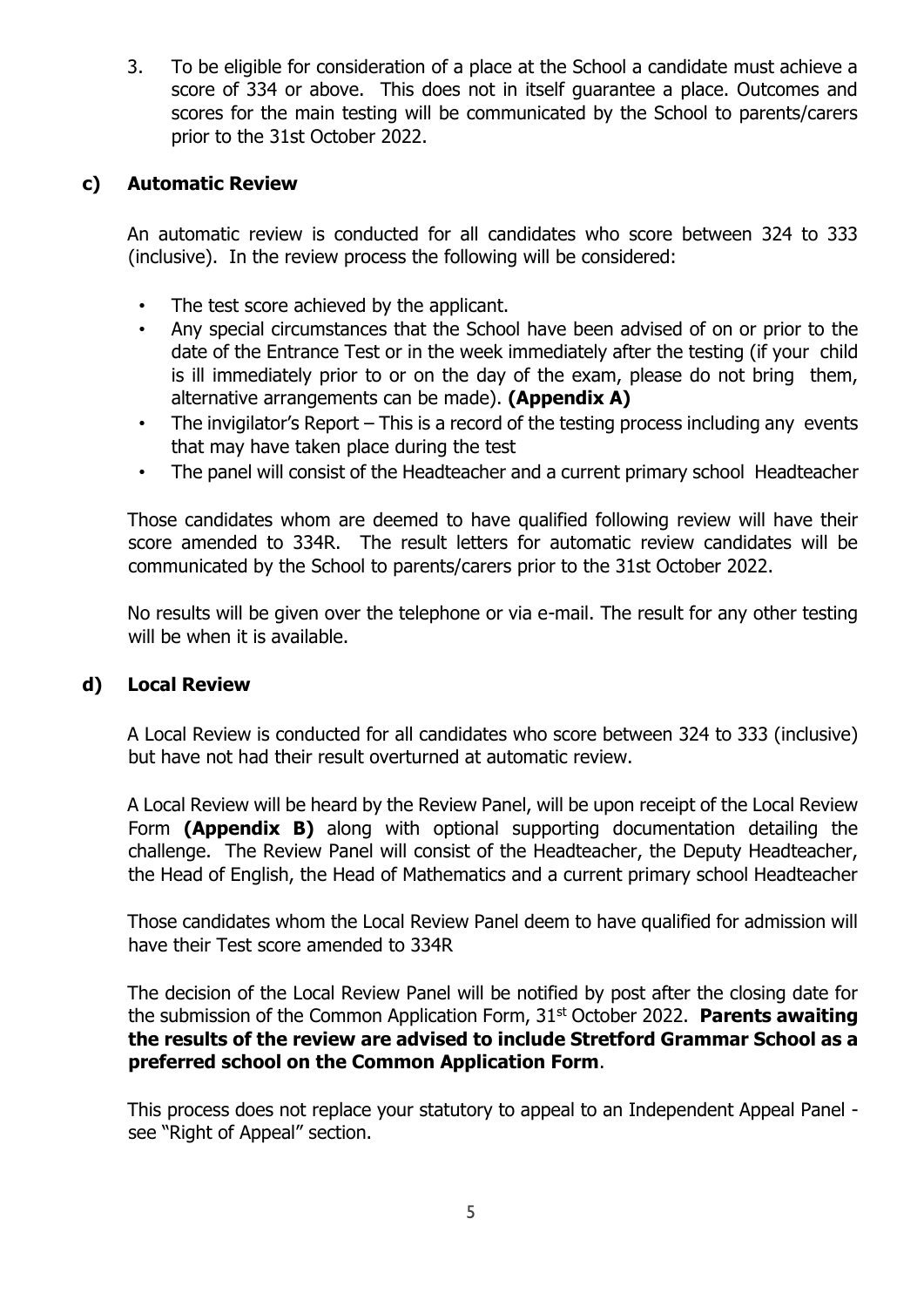3. To be eligible for consideration of a place at the School a candidate must achieve a score of 334 or above. This does not in itself guarantee a place. Outcomes and scores for the main testing will be communicated by the School to parents/carers prior to the 31st October 2022.

## c) Automatic Review

An automatic review is conducted for all candidates who score between 324 to 333 (inclusive). In the review process the following will be considered:

- The test score achieved by the applicant.
- Any special circumstances that the School have been advised of on or prior to the date of the Entrance Test or in the week immediately after the testing (if your child is ill immediately prior to or on the day of the exam, please do not bring them, alternative arrangements can be made). **(Appendix A)**
- The invigilator's Report – This is a record of the testing process including any events that may have taken place during the test
- The panel will consist of the Headteacher and a current primary school Headteacher

Those candidates whom are deemed to have qualified following review will have their score amended to 334R. The result letters for automatic review candidates will be communicated by the School to parents/carers prior to the 31st October 2022.

No results will be given over the telephone or via e-mail. The result for any other testing will be when it is available.

## d) Local Review

A Local Review is conducted for all candidates who score between 324 to 333 (inclusive) but have not had their result overturned at automatic review.

A Local Review will be heard by the Review Panel, will be upon receipt of the Local Review Form **(Appendix B)** along with optional supporting documentation detailing the challenge. The Review Panel will consist of the Headteacher, the Deputy Headteacher, the Head of English, the Head of Mathematics and a current primary school Headteacher

Those candidates whom the Local Review Panel deem to have qualified for admission will have their Test score amended to 334R

The decision of the Local Review Panel will be notified by post after the closing date for the submission of the Common Application Form, 31st October 2022. **Parents awaiting the results of the review are advised to include Stretford Grammar School as a preferred school on the Common Application Form**.

This process does not replace your statutory to appeal to an Independent Appeal Panel - see "Right of Appeal" section.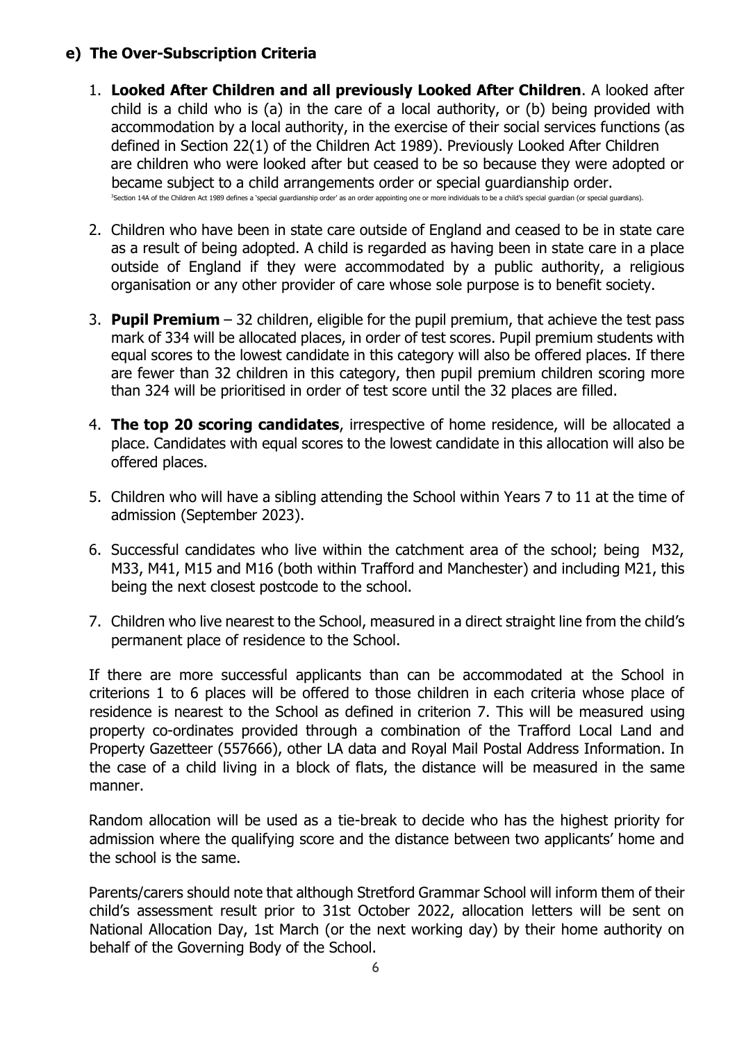## e) The Over-Subscription Criteria

1. **Looked After Children and all previously Looked After Children**. A looked after child is a child who is (a) in the care of a local authority, or (b) being provided with accommodation by a local authority, in the exercise of their social services functions (as defined in Section 22(1) of the Children Act 1989). Previously Looked After Children are children who were looked after but ceased to be so because they were adopted or became subject to a child arrangements order or special guardianship order.
   [3]Section 14A of the Children Act 1989 defines a 'special guardianship order' as an order appointing one or more individuals to be a child's special guardian (or special guardians).

2. Children who have been in state care outside of England and ceased to be in state care as a result of being adopted. A child is regarded as having been in state care in a place outside of England if they were accommodated by a public authority, a religious organisation or any other provider of care whose sole purpose is to benefit society.

3. **Pupil Premium** – 32 children, eligible for the pupil premium, that achieve the test pass mark of 334 will be allocated places, in order of test scores. Pupil premium students with equal scores to the lowest candidate in this category will also be offered places. If there are fewer than 32 children in this category, then pupil premium children scoring more than 324 will be prioritised in order of test score until the 32 places are filled.

4. **The top 20 scoring candidates**, irrespective of home residence, will be allocated a place. Candidates with equal scores to the lowest candidate in this allocation will also be offered places.

5. Children who will have a sibling attending the School within Years 7 to 11 at the time of admission (September 2023).

6. Successful candidates who live within the catchment area of the school; being M32, M33, M41, M15 and M16 (both within Trafford and Manchester) and including M21, this being the next closest postcode to the school.

7. Children who live nearest to the School, measured in a direct straight line from the child's permanent place of residence to the School.

If there are more successful applicants than can be accommodated at the School in criterions 1 to 6 places will be offered to those children in each criteria whose place of residence is nearest to the School as defined in criterion 7. This will be measured using property co-ordinates provided through a combination of the Trafford Local Land and Property Gazetteer (557666), other LA data and Royal Mail Postal Address Information. In the case of a child living in a block of flats, the distance will be measured in the same manner.

Random allocation will be used as a tie-break to decide who has the highest priority for admission where the qualifying score and the distance between two applicants' home and the school is the same.

Parents/carers should note that although Stretford Grammar School will inform them of their child's assessment result prior to 31st October 2022, allocation letters will be sent on National Allocation Day, 1st March (or the next working day) by their home authority on behalf of the Governing Body of the School.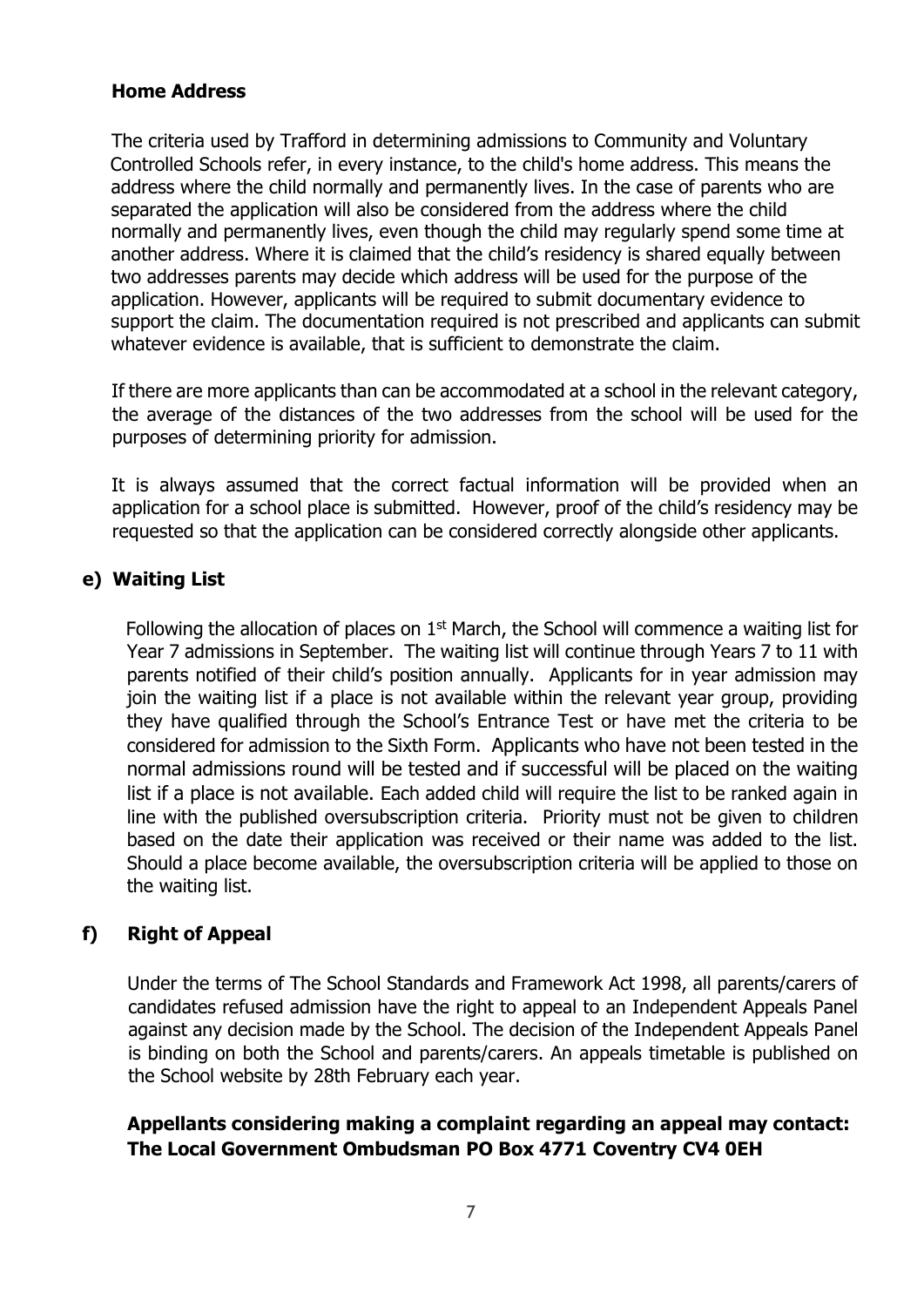### Home Address

The criteria used by Trafford in determining admissions to Community and Voluntary Controlled Schools refer, in every instance, to the child's home address. This means the address where the child normally and permanently lives. In the case of parents who are separated the application will also be considered from the address where the child normally and permanently lives, even though the child may regularly spend some time at another address. Where it is claimed that the child's residency is shared equally between two addresses parents may decide which address will be used for the purpose of the application. However, applicants will be required to submit documentary evidence to support the claim. The documentation required is not prescribed and applicants can submit whatever evidence is available, that is sufficient to demonstrate the claim.

If there are more applicants than can be accommodated at a school in the relevant category, the average of the distances of the two addresses from the school will be used for the purposes of determining priority for admission.

It is always assumed that the correct factual information will be provided when an application for a school place is submitted. However, proof of the child's residency may be requested so that the application can be considered correctly alongside other applicants.

### e) Waiting List

Following the allocation of places on 1st March, the School will commence a waiting list for Year 7 admissions in September. The waiting list will continue through Years 7 to 11 with parents notified of their child's position annually. Applicants for in year admission may join the waiting list if a place is not available within the relevant year group, providing they have qualified through the School's Entrance Test or have met the criteria to be considered for admission to the Sixth Form. Applicants who have not been tested in the normal admissions round will be tested and if successful will be placed on the waiting list if a place is not available. Each added child will require the list to be ranked again in line with the published oversubscription criteria. Priority must not be given to children based on the date their application was received or their name was added to the list. Should a place become available, the oversubscription criteria will be applied to those on the waiting list.

### f) Right of Appeal

Under the terms of The School Standards and Framework Act 1998, all parents/carers of candidates refused admission have the right to appeal to an Independent Appeals Panel against any decision made by the School. The decision of the Independent Appeals Panel is binding on both the School and parents/carers. An appeals timetable is published on the School website by 28th February each year.

**Appellants considering making a complaint regarding an appeal may contact: The Local Government Ombudsman PO Box 4771 Coventry CV4 0EH**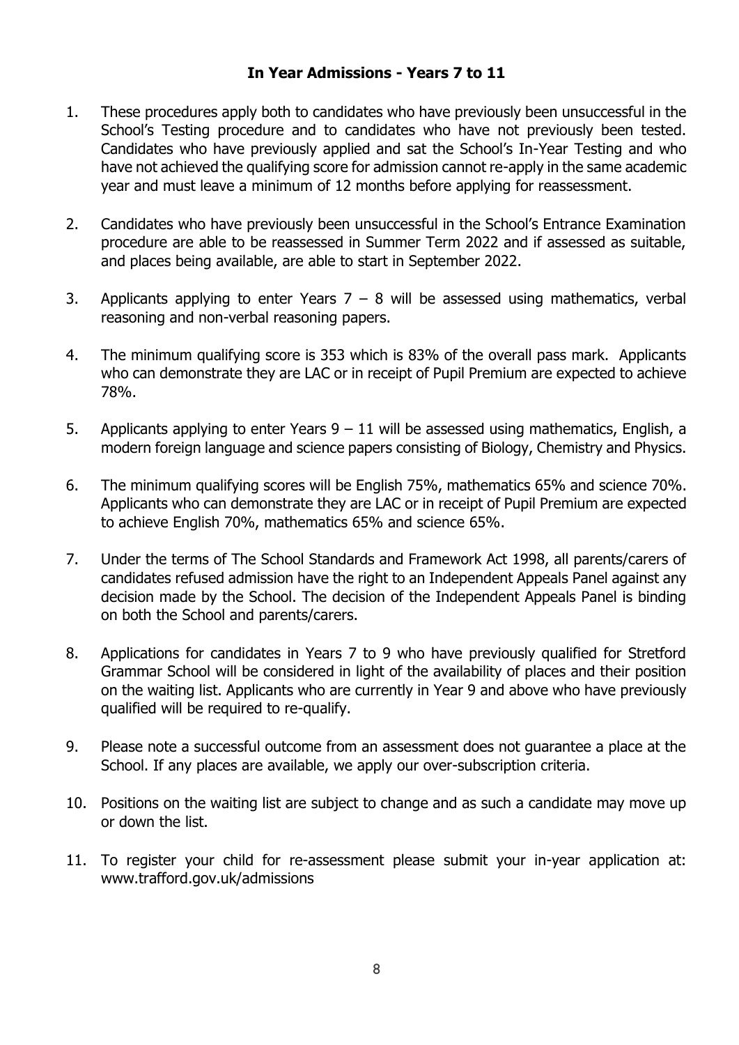## In Year Admissions - Years 7 to 11

1. These procedures apply both to candidates who have previously been unsuccessful in the School's Testing procedure and to candidates who have not previously been tested. Candidates who have previously applied and sat the School's In-Year Testing and who have not achieved the qualifying score for admission cannot re-apply in the same academic year and must leave a minimum of 12 months before applying for reassessment.

2. Candidates who have previously been unsuccessful in the School's Entrance Examination procedure are able to be reassessed in Summer Term 2022 and if assessed as suitable, and places being available, are able to start in September 2022.

3. Applicants applying to enter Years 7 – 8 will be assessed using mathematics, verbal reasoning and non-verbal reasoning papers.

4. The minimum qualifying score is 353 which is 83% of the overall pass mark. Applicants who can demonstrate they are LAC or in receipt of Pupil Premium are expected to achieve 78%.

5. Applicants applying to enter Years 9 – 11 will be assessed using mathematics, English, a modern foreign language and science papers consisting of Biology, Chemistry and Physics.

6. The minimum qualifying scores will be English 75%, mathematics 65% and science 70%. Applicants who can demonstrate they are LAC or in receipt of Pupil Premium are expected to achieve English 70%, mathematics 65% and science 65%.

7. Under the terms of The School Standards and Framework Act 1998, all parents/carers of candidates refused admission have the right to an Independent Appeals Panel against any decision made by the School. The decision of the Independent Appeals Panel is binding on both the School and parents/carers.

8. Applications for candidates in Years 7 to 9 who have previously qualified for Stretford Grammar School will be considered in light of the availability of places and their position on the waiting list. Applicants who are currently in Year 9 and above who have previously qualified will be required to re-qualify.

9. Please note a successful outcome from an assessment does not guarantee a place at the School. If any places are available, we apply our over-subscription criteria.

10. Positions on the waiting list are subject to change and as such a candidate may move up or down the list.

11. To register your child for re-assessment please submit your in-year application at: www.trafford.gov.uk/admissions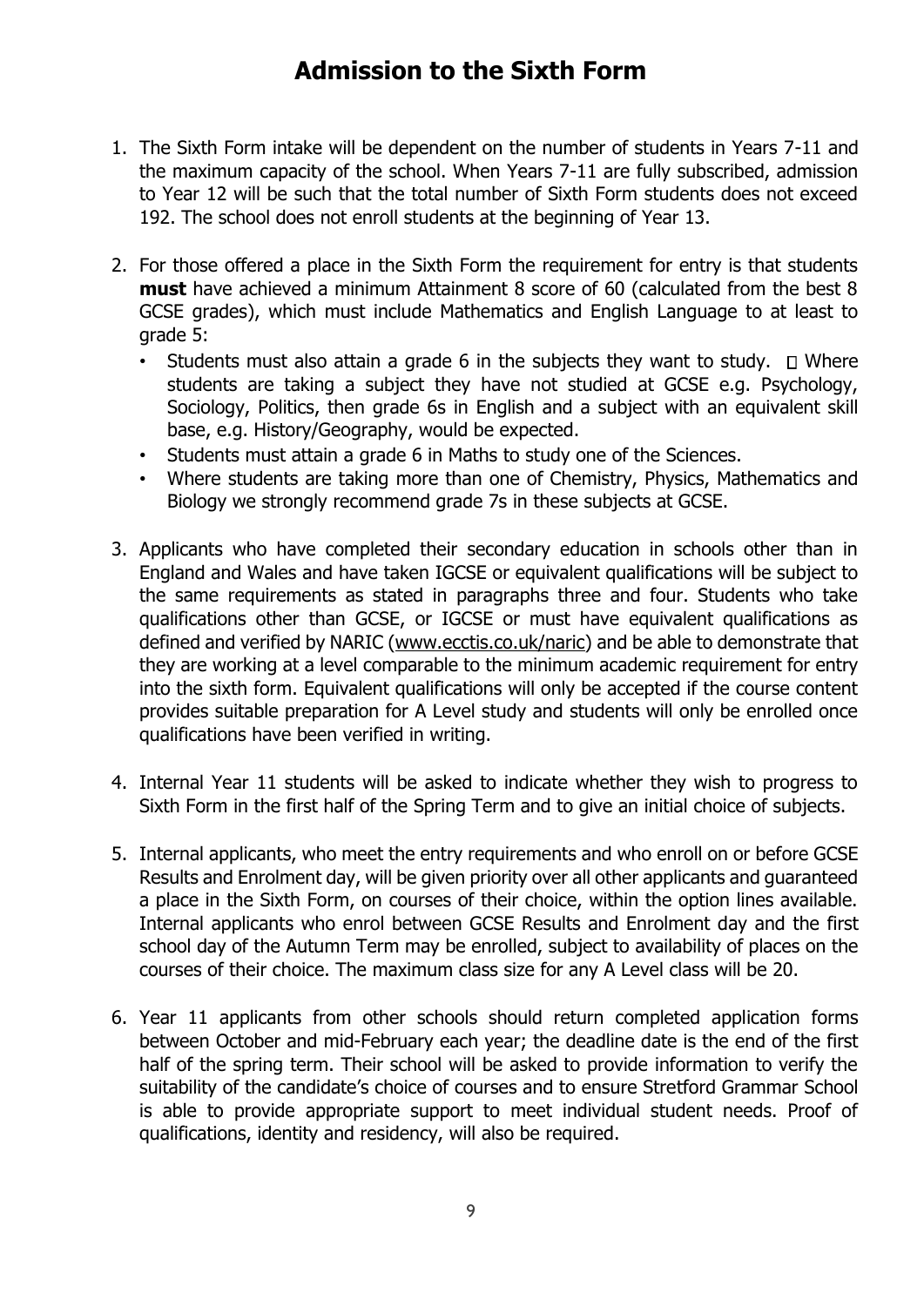# Admission to the Sixth Form

1. The Sixth Form intake will be dependent on the number of students in Years 7-11 and the maximum capacity of the school. When Years 7-11 are fully subscribed, admission to Year 12 will be such that the total number of Sixth Form students does not exceed 192. The school does not enroll students at the beginning of Year 13.

2. For those offered a place in the Sixth Form the requirement for entry is that students **must** have achieved a minimum Attainment 8 score of 60 (calculated from the best 8 GCSE grades), which must include Mathematics and English Language to at least to grade 5:
   - Students must also attain a grade 6 in the subjects they want to study.  Where students are taking a subject they have not studied at GCSE e.g. Psychology, Sociology, Politics, then grade 6s in English and a subject with an equivalent skill base, e.g. History/Geography, would be expected.
   - Students must attain a grade 6 in Maths to study one of the Sciences.
   - Where students are taking more than one of Chemistry, Physics, Mathematics and Biology we strongly recommend grade 7s in these subjects at GCSE.

3. Applicants who have completed their secondary education in schools other than in England and Wales and have taken IGCSE or equivalent qualifications will be subject to the same requirements as stated in paragraphs three and four. Students who take qualifications other than GCSE, or IGCSE or must have equivalent qualifications as defined and verified by NARIC (www.ecctis.co.uk/naric) and be able to demonstrate that they are working at a level comparable to the minimum academic requirement for entry into the sixth form. Equivalent qualifications will only be accepted if the course content provides suitable preparation for A Level study and students will only be enrolled once qualifications have been verified in writing.

4. Internal Year 11 students will be asked to indicate whether they wish to progress to Sixth Form in the first half of the Spring Term and to give an initial choice of subjects.

5. Internal applicants, who meet the entry requirements and who enroll on or before GCSE Results and Enrolment day, will be given priority over all other applicants and guaranteed a place in the Sixth Form, on courses of their choice, within the option lines available. Internal applicants who enrol between GCSE Results and Enrolment day and the first school day of the Autumn Term may be enrolled, subject to availability of places on the courses of their choice. The maximum class size for any A Level class will be 20.

6. Year 11 applicants from other schools should return completed application forms between October and mid-February each year; the deadline date is the end of the first half of the spring term. Their school will be asked to provide information to verify the suitability of the candidate's choice of courses and to ensure Stretford Grammar School is able to provide appropriate support to meet individual student needs. Proof of qualifications, identity and residency, will also be required.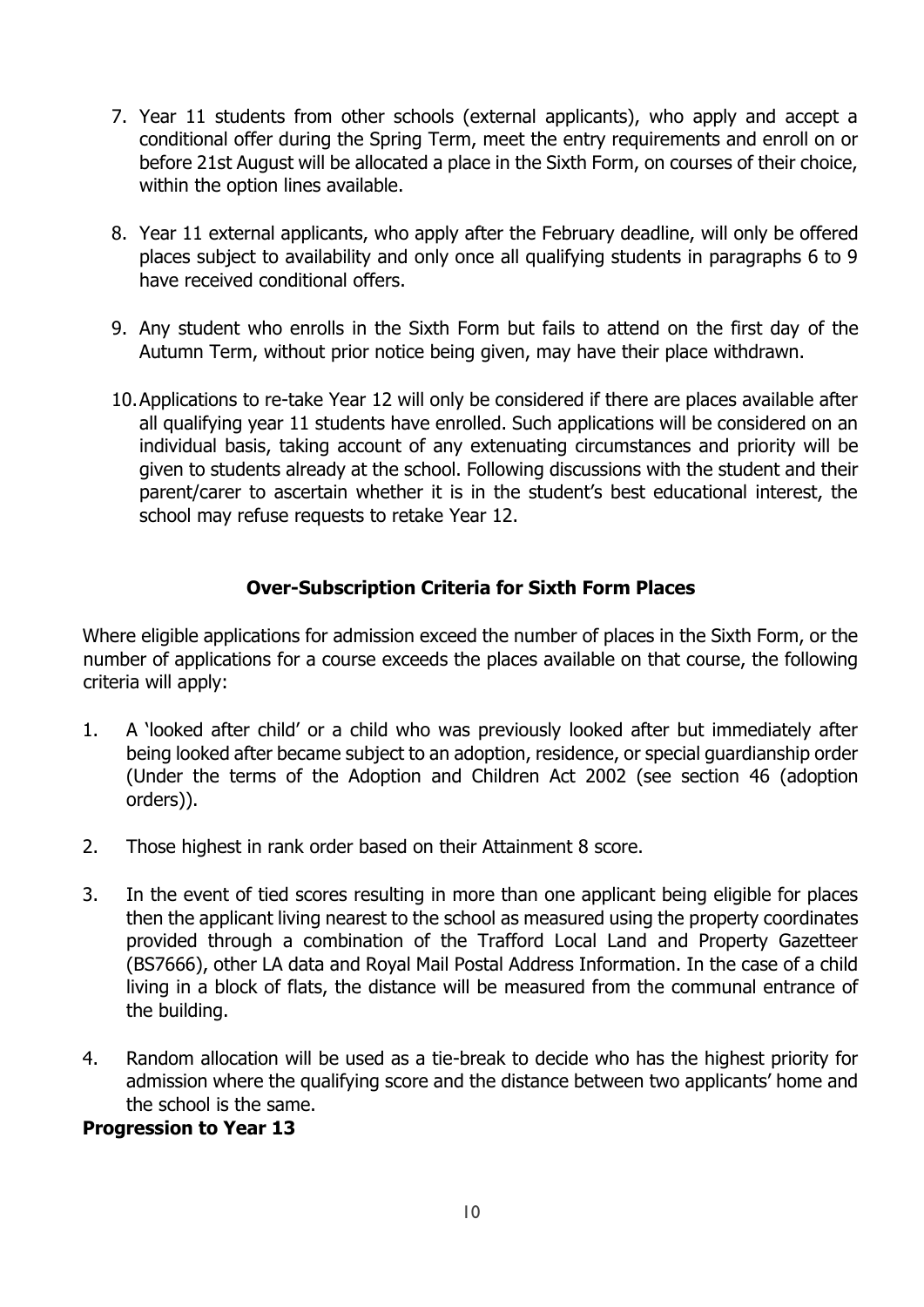7. Year 11 students from other schools (external applicants), who apply and accept a conditional offer during the Spring Term, meet the entry requirements and enroll on or before 21st August will be allocated a place in the Sixth Form, on courses of their choice, within the option lines available.

8. Year 11 external applicants, who apply after the February deadline, will only be offered places subject to availability and only once all qualifying students in paragraphs 6 to 9 have received conditional offers.

9. Any student who enrolls in the Sixth Form but fails to attend on the first day of the Autumn Term, without prior notice being given, may have their place withdrawn.

10. Applications to re-take Year 12 will only be considered if there are places available after all qualifying year 11 students have enrolled. Such applications will be considered on an individual basis, taking account of any extenuating circumstances and priority will be given to students already at the school. Following discussions with the student and their parent/carer to ascertain whether it is in the student's best educational interest, the school may refuse requests to retake Year 12.

## Over-Subscription Criteria for Sixth Form Places

Where eligible applications for admission exceed the number of places in the Sixth Form, or the number of applications for a course exceeds the places available on that course, the following criteria will apply:

1. A 'looked after child' or a child who was previously looked after but immediately after being looked after became subject to an adoption, residence, or special guardianship order (Under the terms of the Adoption and Children Act 2002 (see section 46 (adoption orders)).

2. Those highest in rank order based on their Attainment 8 score.

3. In the event of tied scores resulting in more than one applicant being eligible for places then the applicant living nearest to the school as measured using the property coordinates provided through a combination of the Trafford Local Land and Property Gazetteer (BS7666), other LA data and Royal Mail Postal Address Information. In the case of a child living in a block of flats, the distance will be measured from the communal entrance of the building.

4. Random allocation will be used as a tie-break to decide who has the highest priority for admission where the qualifying score and the distance between two applicants' home and the school is the same.

**Progression to Year 13**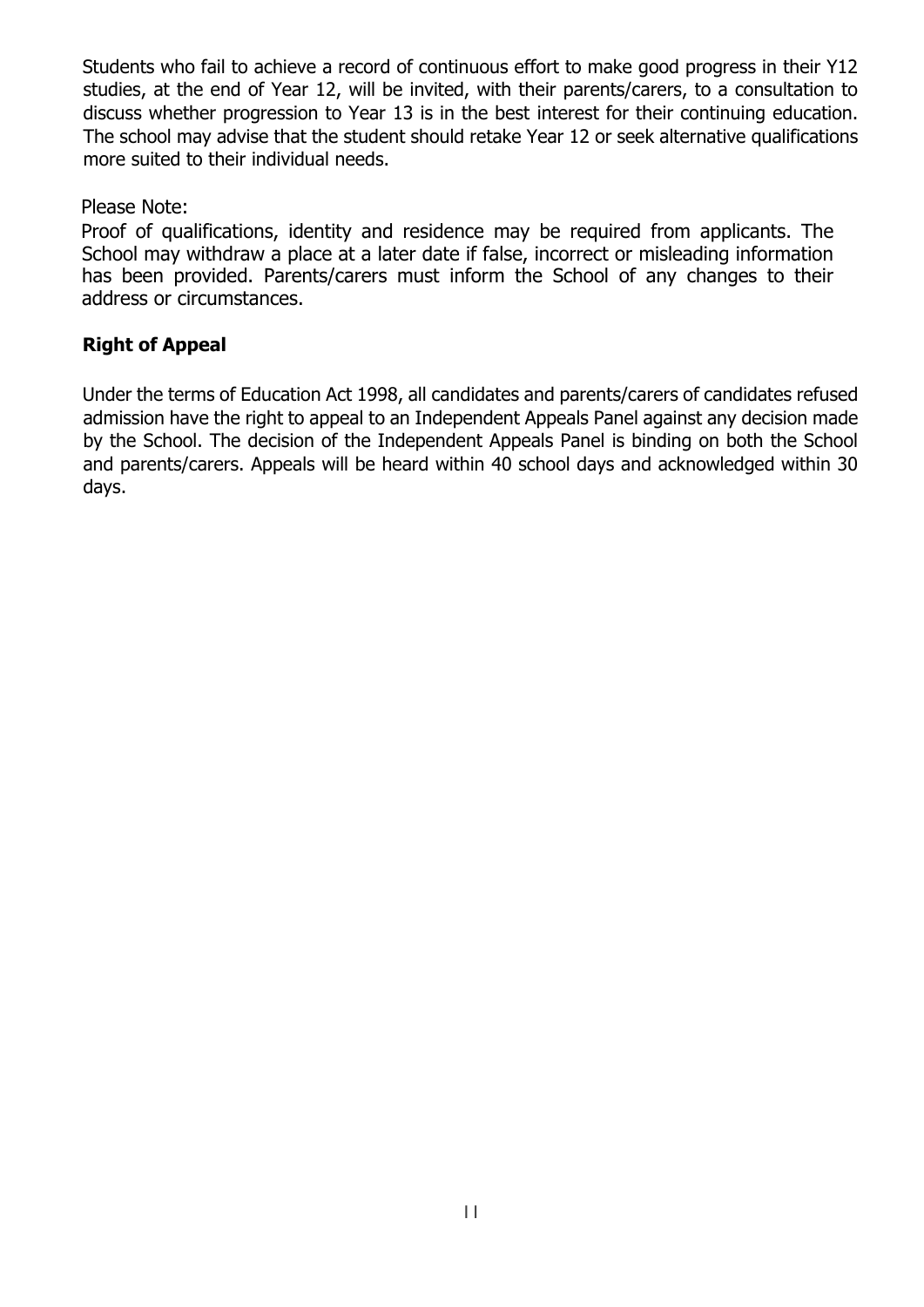Students who fail to achieve a record of continuous effort to make good progress in their Y12 studies, at the end of Year 12, will be invited, with their parents/carers, to a consultation to discuss whether progression to Year 13 is in the best interest for their continuing education. The school may advise that the student should retake Year 12 or seek alternative qualifications more suited to their individual needs.

Please Note:

Proof of qualifications, identity and residence may be required from applicants. The School may withdraw a place at a later date if false, incorrect or misleading information has been provided. Parents/carers must inform the School of any changes to their address or circumstances.

**Right of Appeal**

Under the terms of Education Act 1998, all candidates and parents/carers of candidates refused admission have the right to appeal to an Independent Appeals Panel against any decision made by the School. The decision of the Independent Appeals Panel is binding on both the School and parents/carers. Appeals will be heard within 40 school days and acknowledged within 30 days.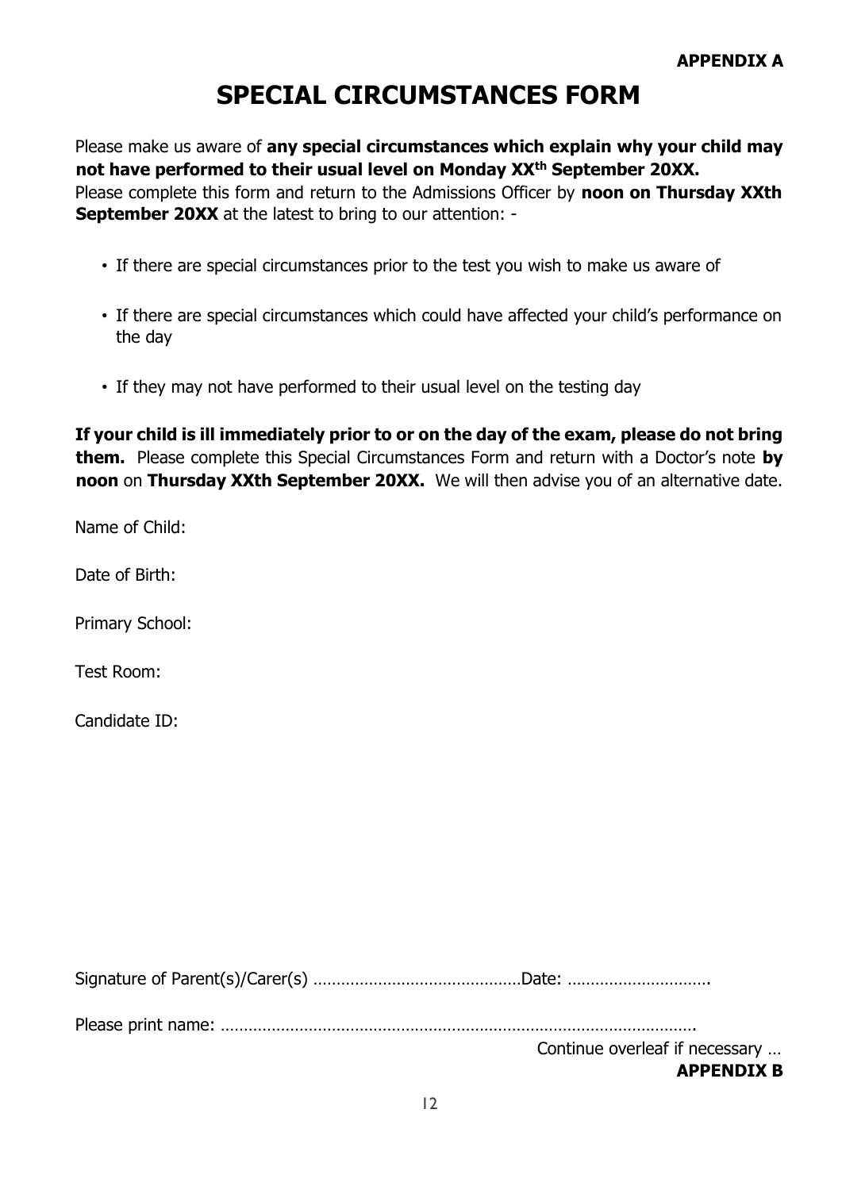**APPENDIX A**

# SPECIAL CIRCUMSTANCES FORM

Please make us aware of **any special circumstances which explain why your child may not have performed to their usual level on Monday XXth September 20XX.**
Please complete this form and return to the Admissions Officer by **noon on Thursday XXth September 20XX** at the latest to bring to our attention: -

- If there are special circumstances prior to the test you wish to make us aware of
- If there are special circumstances which could have affected your child's performance on the day
- If they may not have performed to their usual level on the testing day

**If your child is ill immediately prior to or on the day of the exam, please do not bring them.** Please complete this Special Circumstances Form and return with a Doctor's note **by noon** on **Thursday XXth September 20XX.** We will then advise you of an alternative date.

Name of Child:

Date of Birth:

Primary School:

Test Room:

Candidate ID:

Signature of Parent(s)/Carer(s) ………………………………………Date: ………………………….

Please print name: ………………………………………………………………………………………….

Continue overleaf if necessary …

**APPENDIX B**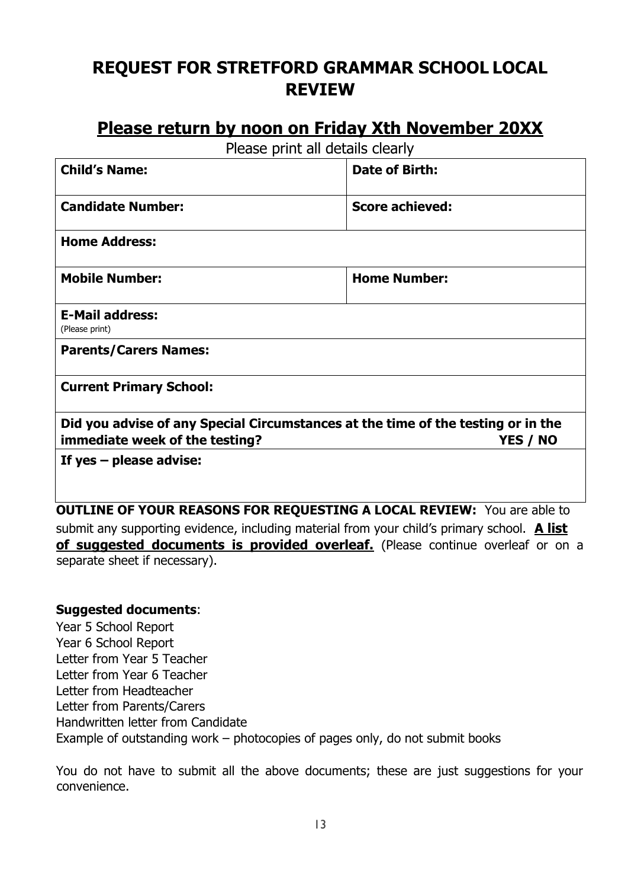# REQUEST FOR STRETFORD GRAMMAR SCHOOL LOCAL REVIEW

## Please return by noon on Friday Xth November 20XX

Please print all details clearly

| | |
|---|---|
| **Child's Name:** | **Date of Birth:** |
| **Candidate Number:** | **Score achieved:** |
| **Home Address:** | |
| **Mobile Number:** | **Home Number:** |
| **E-Mail address:** (Please print) | |
| **Parents/Carers Names:** | |
| **Current Primary School:** | |
| **Did you advise of any Special Circumstances at the time of the testing or in the immediate week of the testing? YES / NO** | |
| **If yes – please advise:** | |

**OUTLINE OF YOUR REASONS FOR REQUESTING A LOCAL REVIEW:** You are able to submit any supporting evidence, including material from your child's primary school. **A list of suggested documents is provided overleaf.** (Please continue overleaf or on a separate sheet if necessary).

**Suggested documents**:

Year 5 School Report
Year 6 School Report
Letter from Year 5 Teacher
Letter from Year 6 Teacher
Letter from Headteacher
Letter from Parents/Carers
Handwritten letter from Candidate
Example of outstanding work – photocopies of pages only, do not submit books

You do not have to submit all the above documents; these are just suggestions for your convenience.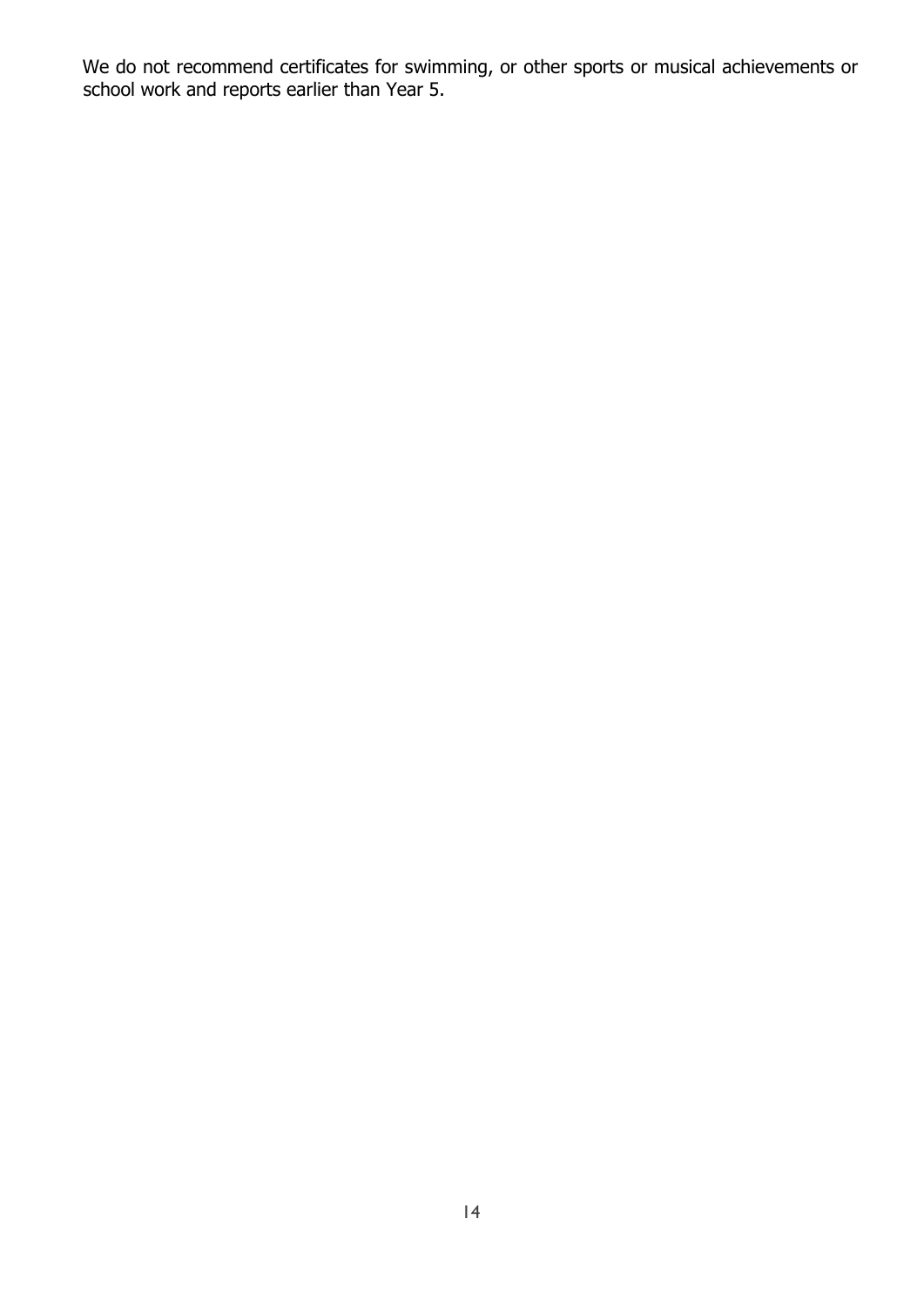We do not recommend certificates for swimming, or other sports or musical achievements or school work and reports earlier than Year 5.